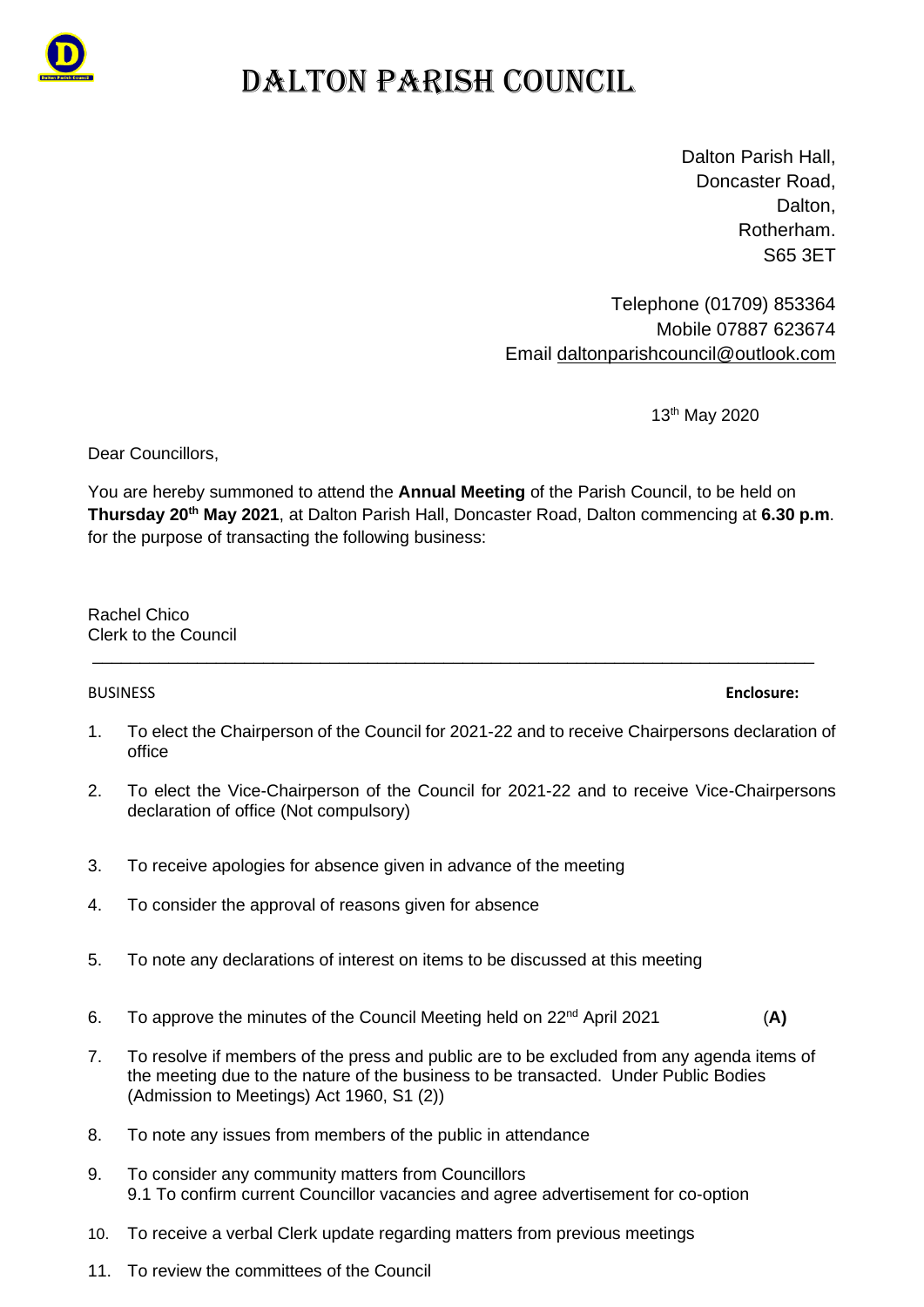# DALTON PARISH COUNCIL

Dalton Parish Hall,
Doncaster Road,
Dalton,
Rotherham.
S65 3ET

Telephone (01709) 853364
Mobile 07887 623674
Email daltonparishcouncil@outlook.com

13th May 2020

Dear Councillors,

You are hereby summoned to attend the **Annual Meeting** of the Parish Council, to be held on **Thursday 20th May 2021**, at Dalton Parish Hall, Doncaster Road, Dalton commencing at **6.30 p.m**. for the purpose of transacting the following business:

Rachel Chico
Clerk to the Council

---

BUSINESS **Enclosure:**

1. To elect the Chairperson of the Council for 2021-22 and to receive Chairpersons declaration of office
2. To elect the Vice-Chairperson of the Council for 2021-22 and to receive Vice-Chairpersons declaration of office (Not compulsory)
3. To receive apologies for absence given in advance of the meeting
4. To consider the approval of reasons given for absence
5. To note any declarations of interest on items to be discussed at this meeting
6. To approve the minutes of the Council Meeting held on 22nd April 2021 (**A)**
7. To resolve if members of the press and public are to be excluded from any agenda items of the meeting due to the nature of the business to be transacted. Under Public Bodies (Admission to Meetings) Act 1960, S1 (2))
8. To note any issues from members of the public in attendance
9. To consider any community matters from Councillors
   9.1 To confirm current Councillor vacancies and agree advertisement for co-option
10. To receive a verbal Clerk update regarding matters from previous meetings
11. To review the committees of the Council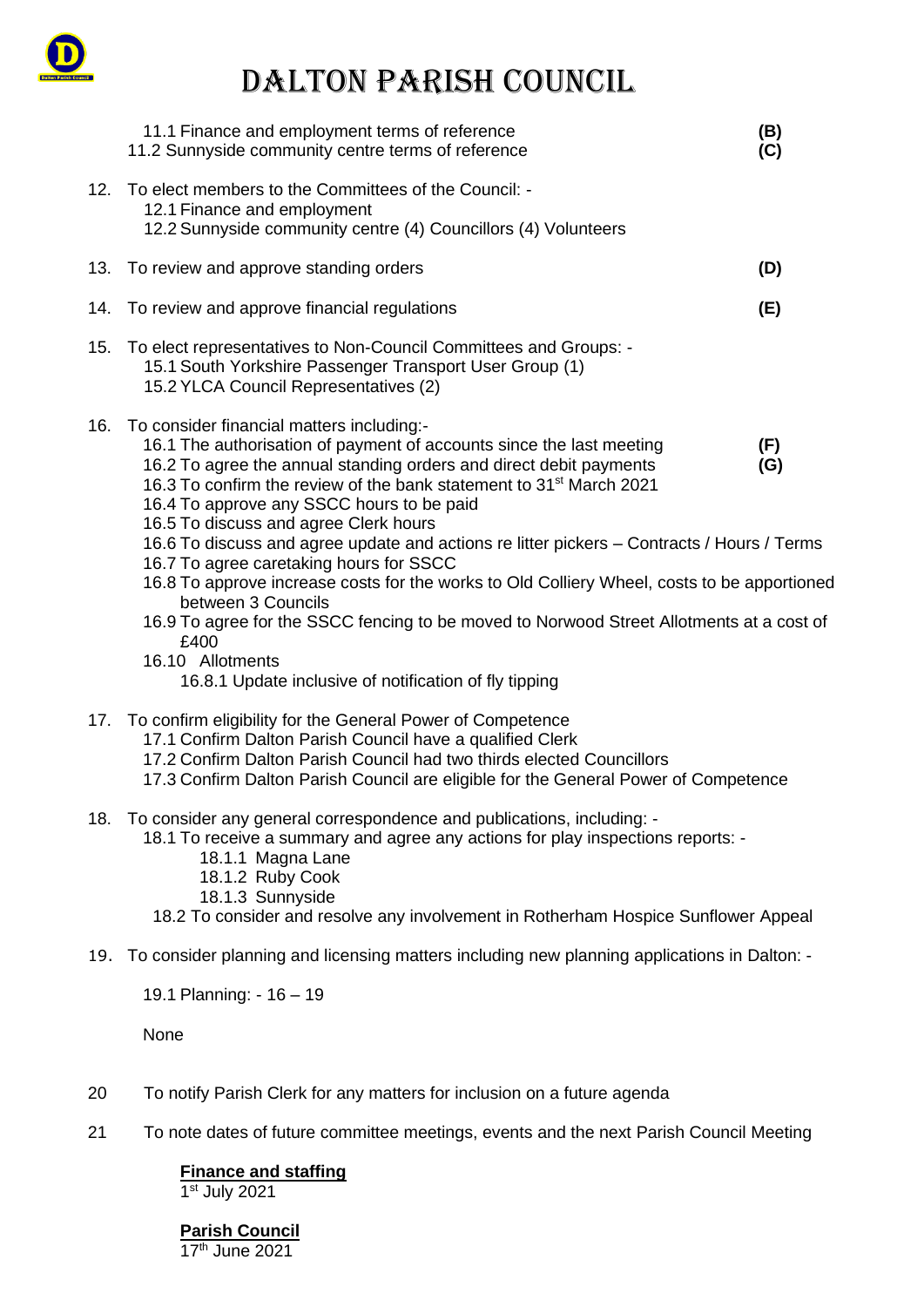# DALTON PARISH COUNCIL

- 11.1 Finance and employment terms of reference **(B)**
- 11.2 Sunnyside community centre terms of reference **(C)**

12. To elect members to the Committees of the Council: -
    - 12.1 Finance and employment
    - 12.2 Sunnyside community centre (4) Councillors (4) Volunteers

13. To review and approve standing orders **(D)**

14. To review and approve financial regulations **(E)**

15. To elect representatives to Non-Council Committees and Groups: -
    - 15.1 South Yorkshire Passenger Transport User Group (1)
    - 15.2 YLCA Council Representatives (2)

16. To consider financial matters including:-
    - 16.1 The authorisation of payment of accounts since the last meeting **(F)**
    - 16.2 To agree the annual standing orders and direct debit payments **(G)**
    - 16.3 To confirm the review of the bank statement to 31st March 2021
    - 16.4 To approve any SSCC hours to be paid
    - 16.5 To discuss and agree Clerk hours
    - 16.6 To discuss and agree update and actions re litter pickers – Contracts / Hours / Terms
    - 16.7 To agree caretaking hours for SSCC
    - 16.8 To approve increase costs for the works to Old Colliery Wheel, costs to be apportioned between 3 Councils
    - 16.9 To agree for the SSCC fencing to be moved to Norwood Street Allotments at a cost of £400
    - 16.10 Allotments
        - 16.8.1 Update inclusive of notification of fly tipping

17. To confirm eligibility for the General Power of Competence
    - 17.1 Confirm Dalton Parish Council have a qualified Clerk
    - 17.2 Confirm Dalton Parish Council had two thirds elected Councillors
    - 17.3 Confirm Dalton Parish Council are eligible for the General Power of Competence

18. To consider any general correspondence and publications, including: -
    - 18.1 To receive a summary and agree any actions for play inspections reports: -
        - 18.1.1 Magna Lane
        - 18.1.2 Ruby Cook
        - 18.1.3 Sunnyside
    - 18.2 To consider and resolve any involvement in Rotherham Hospice Sunflower Appeal

19. To consider planning and licensing matters including new planning applications in Dalton: -

    19.1 Planning: - 16 – 19

    None

20. To notify Parish Clerk for any matters for inclusion on a future agenda

21. To note dates of future committee meetings, events and the next Parish Council Meeting

    **Finance and staffing**
    1st July 2021

    **Parish Council**
    17th June 2021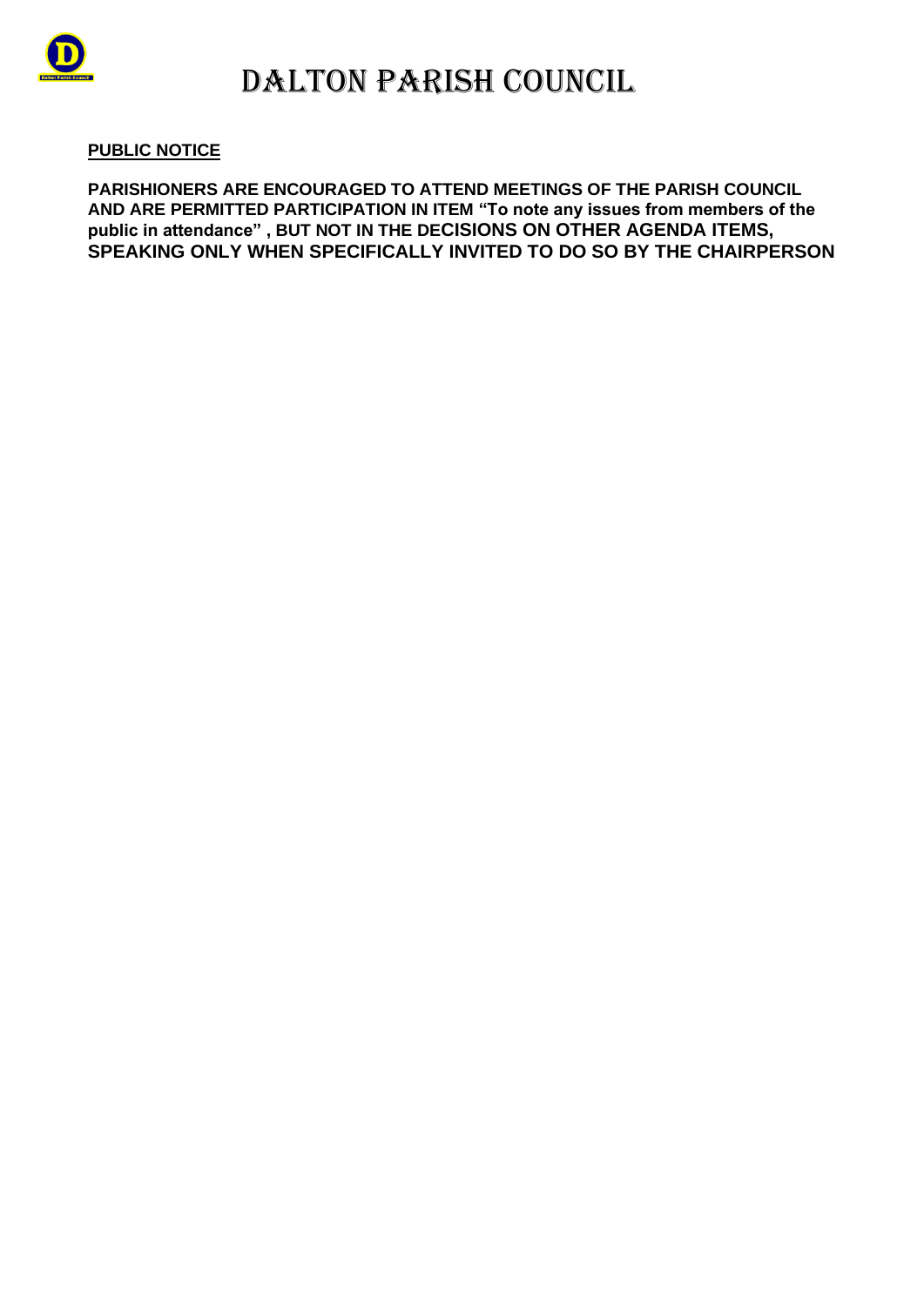# DALTON PARISH COUNCIL

**PUBLIC NOTICE**

**PARISHIONERS ARE ENCOURAGED TO ATTEND MEETINGS OF THE PARISH COUNCIL AND ARE PERMITTED PARTICIPATION IN ITEM "To note any issues from members of the public in attendance" , BUT NOT IN THE DECISIONS ON OTHER AGENDA ITEMS, SPEAKING ONLY WHEN SPECIFICALLY INVITED TO DO SO BY THE CHAIRPERSON**